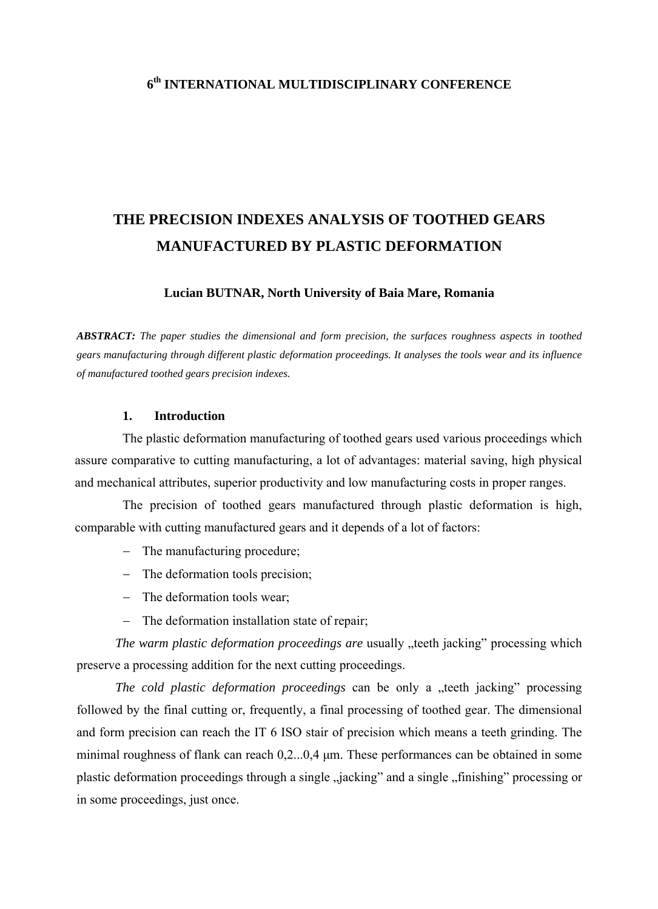**6th INTERNATIONAL MULTIDISCIPLINARY CONFERENCE**

# THE PRECISION INDEXES ANALYSIS OF TOOTHED GEARS MANUFACTURED BY PLASTIC DEFORMATION

**Lucian BUTNAR, North University of Baia Mare, Romania**

***ABSTRACT:*** *The paper studies the dimensional and form precision, the surfaces roughness aspects in toothed gears manufacturing through different plastic deformation proceedings. It analyses the tools wear and its influence of manufactured toothed gears precision indexes.*

## 1. Introduction

The plastic deformation manufacturing of toothed gears used various proceedings which assure comparative to cutting manufacturing, a lot of advantages: material saving, high physical and mechanical attributes, superior productivity and low manufacturing costs in proper ranges.

The precision of toothed gears manufactured through plastic deformation is high, comparable with cutting manufactured gears and it depends of a lot of factors:

- The manufacturing procedure;
- The deformation tools precision;
- The deformation tools wear;
- The deformation installation state of repair;

*The warm plastic deformation proceedings are* usually „teeth jacking" processing which preserve a processing addition for the next cutting proceedings.

*The cold plastic deformation proceedings* can be only a „teeth jacking" processing followed by the final cutting or, frequently, a final processing of toothed gear. The dimensional and form precision can reach the IT 6 ISO stair of precision which means a teeth grinding. The minimal roughness of flank can reach 0,2...0,4 μm. These performances can be obtained in some plastic deformation proceedings through a single „jacking" and a single „finishing" processing or in some proceedings, just once.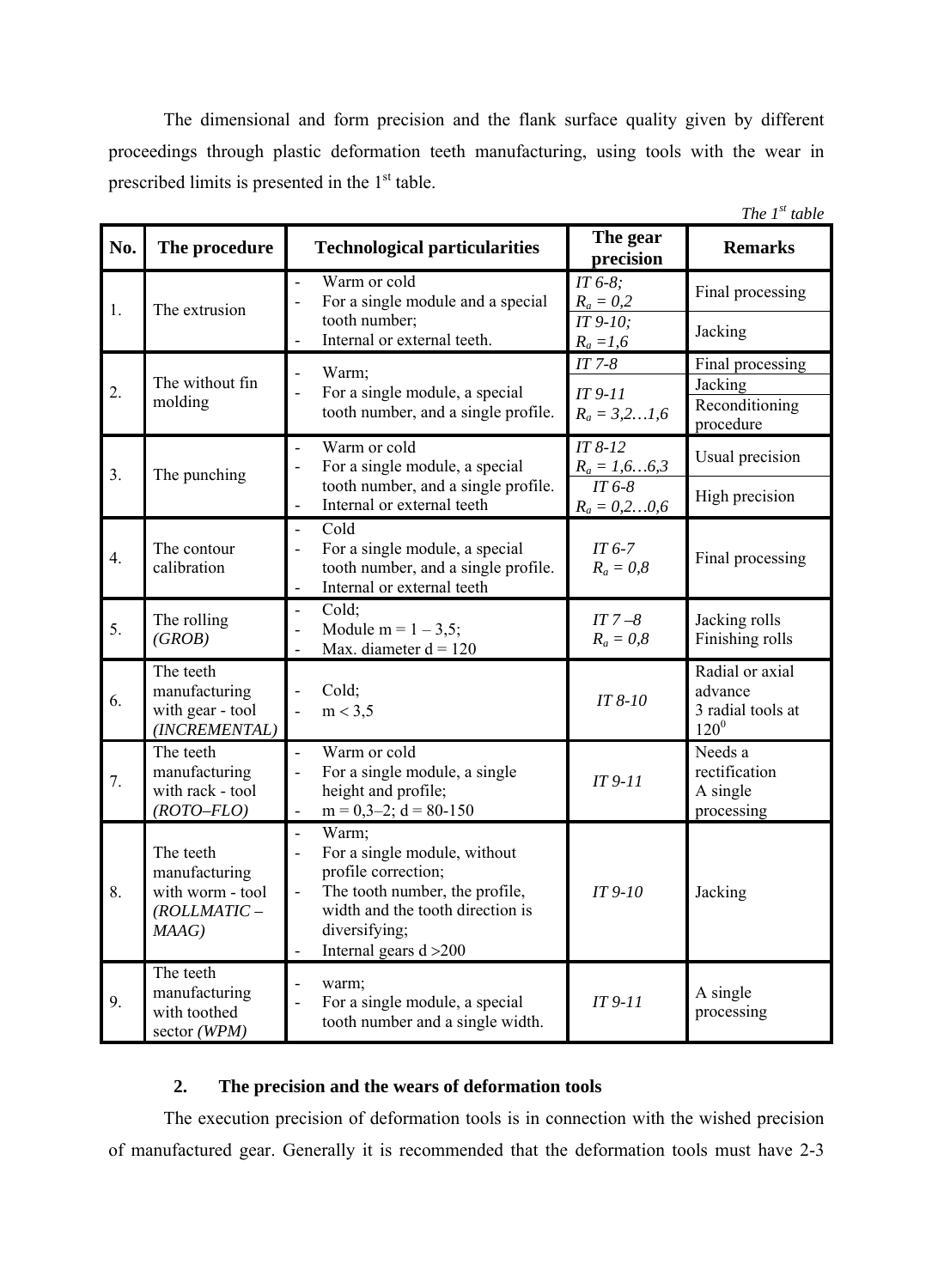The dimensional and form precision and the flank surface quality given by different proceedings through plastic deformation teeth manufacturing, using tools with the wear in prescribed limits is presented in the 1[st] table.

*The 1[st] table*

| No. | The procedure | Technological particularities | The gear precision | Remarks |
|---|---|---|---|---|
| 1. | The extrusion | - Warm or cold<br>- For a single module and a special tooth number;<br>- Internal or external teeth. | *IT 6-8;*<br>$R_a = 0,2$ | Final processing |
| | | | *IT 9-10;*<br>$R_a = 1,6$ | Jacking |
| 2. | The without fin molding | - Warm;<br>- For a single module, a special tooth number, and a single profile. | *IT 7-8* | Final processing |
| | | | *IT 9-11*<br>$R_a = 3,2…1,6$ | Jacking<br>Reconditioning procedure |
| 3. | The punching | - Warm or cold<br>- For a single module, a special tooth number, and a single profile.<br>- Internal or external teeth | *IT 8-12*<br>$R_a = 1,6…6,3$ | Usual precision |
| | | | *IT 6-8*<br>$R_a = 0,2…0,6$ | High precision |
| 4. | The contour calibration | - Cold<br>- For a single module, a special tooth number, and a single profile.<br>- Internal or external teeth | *IT 6-7*<br>$R_a = 0,8$ | Final processing |
| 5. | The rolling *(GROB)* | - Cold;<br>- Module m = 1 – 3,5;<br>- Max. diameter d = 120 | *IT 7 –8*<br>$R_a = 0,8$ | Jacking rolls<br>Finishing rolls |
| 6. | The teeth manufacturing with gear - tool *(INCREMENTAL)* | - Cold;<br>- m < 3,5 | *IT 8-10* | Radial or axial advance<br>3 radial tools at $120^0$ |
| 7. | The teeth manufacturing with rack - tool *(ROTO–FLO)* | - Warm or cold<br>- For a single module, a single height and profile;<br>- m = 0,3–2; d = 80-150 | *IT 9-11* | Needs a rectification<br>A single processing |
| 8. | The teeth manufacturing with worm - tool *(ROLLMATIC – MAAG)* | - Warm;<br>- For a single module, without profile correction;<br>- The tooth number, the profile, width and the tooth direction is diversifying;<br>- Internal gears d >200 | *IT 9-10* | Jacking |
| 9. | The teeth manufacturing with toothed sector *(WPM)* | - warm;<br>- For a single module, a special tooth number and a single width. | *IT 9-11* | A single processing |

## 2. The precision and the wears of deformation tools

The execution precision of deformation tools is in connection with the wished precision of manufactured gear. Generally it is recommended that the deformation tools must have 2-3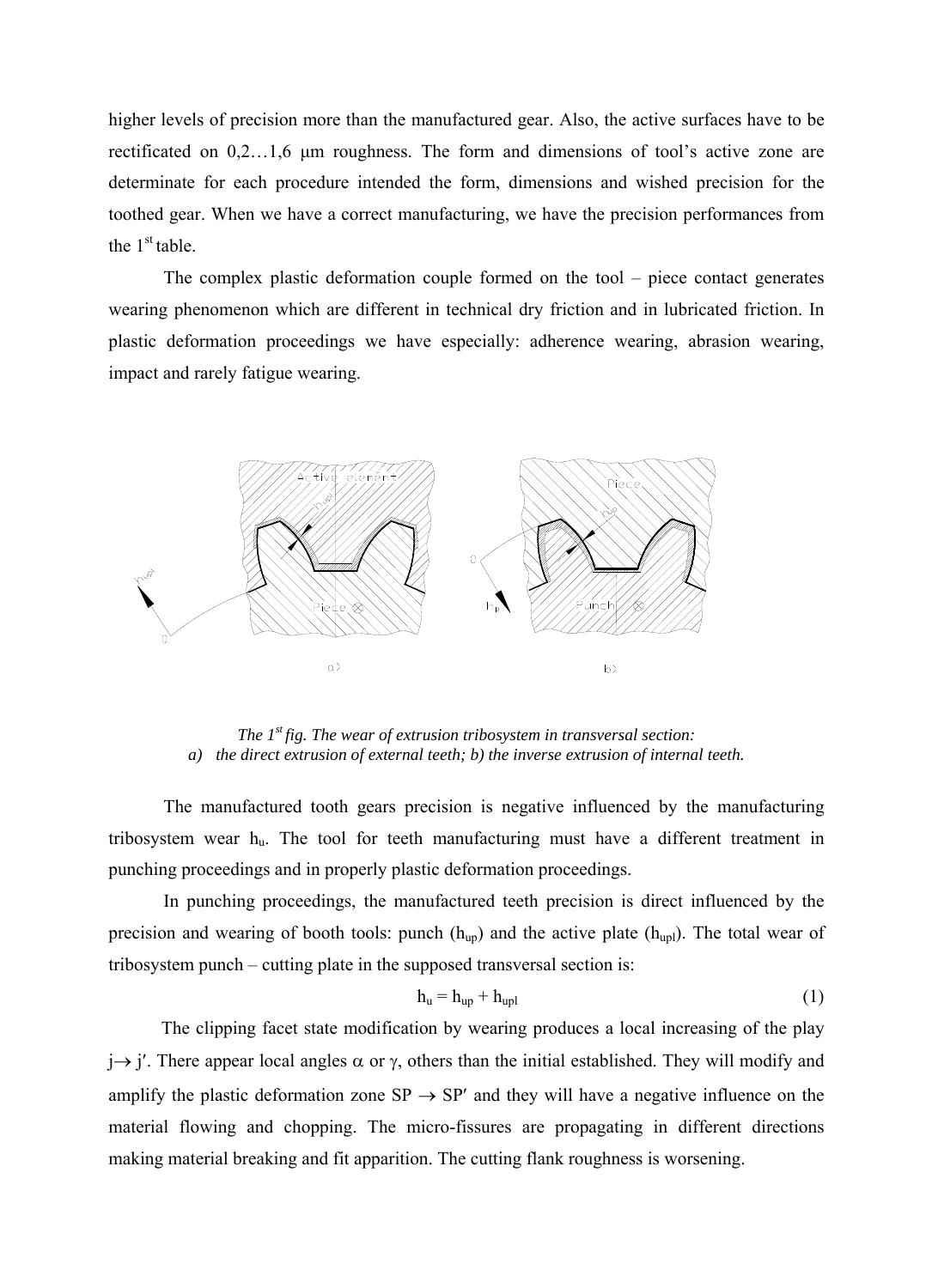higher levels of precision more than the manufactured gear. Also, the active surfaces have to be rectificated on 0,2…1,6 μm roughness. The form and dimensions of tool's active zone are determinate for each procedure intended the form, dimensions and wished precision for the toothed gear. When we have a correct manufacturing, we have the precision performances from the 1[st] table.

The complex plastic deformation couple formed on the tool – piece contact generates wearing phenomenon which are different in technical dry friction and in lubricated friction. In plastic deformation proceedings we have especially: adherence wearing, abrasion wearing, impact and rarely fatigue wearing.

*The 1[st] fig. The wear of extrusion tribosystem in transversal section:*
*a) the direct extrusion of external teeth; b) the inverse extrusion of internal teeth.*

The manufactured tooth gears precision is negative influenced by the manufacturing tribosystem wear $h_u$. The tool for teeth manufacturing must have a different treatment in punching proceedings and in properly plastic deformation proceedings.

In punching proceedings, the manufactured teeth precision is direct influenced by the precision and wearing of booth tools: punch ($h_{up}$) and the active plate ($h_{upl}$). The total wear of tribosystem punch – cutting plate in the supposed transversal section is:

$$h_u = h_{up} + h_{upl} \tag{1}$$

The clipping facet state modification by wearing produces a local increasing of the play $j \rightarrow j'$. There appear local angles $\alpha$ or $\gamma$, others than the initial established. They will modify and amplify the plastic deformation zone $SP \rightarrow SP'$ and they will have a negative influence on the material flowing and chopping. The micro-fissures are propagating in different directions making material breaking and fit apparition. The cutting flank roughness is worsening.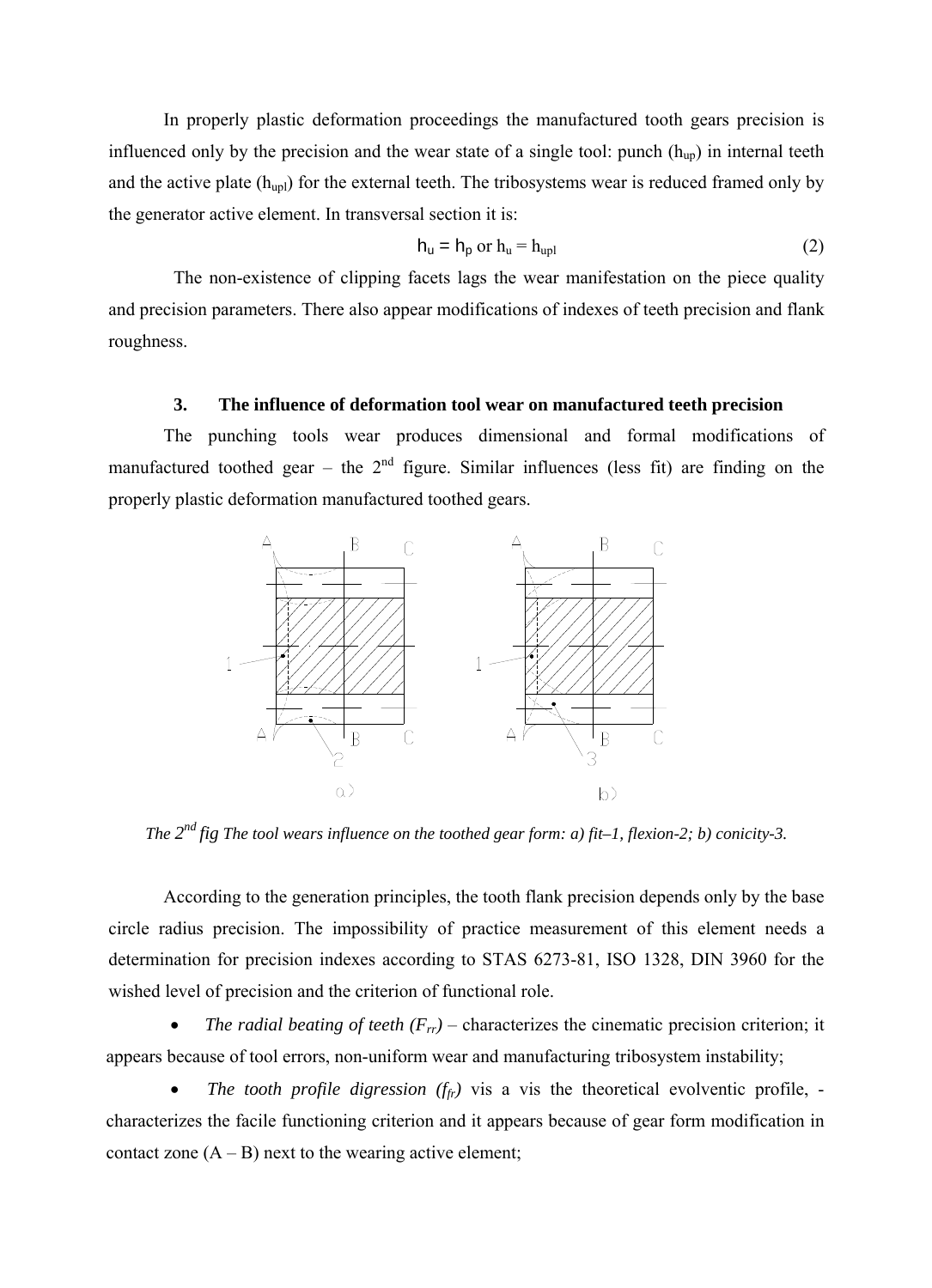In properly plastic deformation proceedings the manufactured tooth gears precision is influenced only by the precision and the wear state of a single tool: punch ($h_{up}$) in internal teeth and the active plate ($h_{upl}$) for the external teeth. The tribosystems wear is reduced framed only by the generator active element. In transversal section it is:

$$h_u = h_p \text{ or } h_u = h_{upl} \tag{2}$$

The non-existence of clipping facets lags the wear manifestation on the piece quality and precision parameters. There also appear modifications of indexes of teeth precision and flank roughness.

### 3. The influence of deformation tool wear on manufactured teeth precision

The punching tools wear produces dimensional and formal modifications of manufactured toothed gear – the 2nd figure. Similar influences (less fit) are finding on the properly plastic deformation manufactured toothed gears.

*The 2nd fig The tool wears influence on the toothed gear form: a) fit–1, flexion-2; b) conicity-3.*

According to the generation principles, the tooth flank precision depends only by the base circle radius precision. The impossibility of practice measurement of this element needs a determination for precision indexes according to STAS 6273-81, ISO 1328, DIN 3960 for the wished level of precision and the criterion of functional role.

- *The radial beating of teeth ($F_{rr}$)* – characterizes the cinematic precision criterion; it appears because of tool errors, non-uniform wear and manufacturing tribosystem instability;
- *The tooth profile digression ($f_{fr}$)* vis a vis the theoretical evolventic profile, - characterizes the facile functioning criterion and it appears because of gear form modification in contact zone (A – B) next to the wearing active element;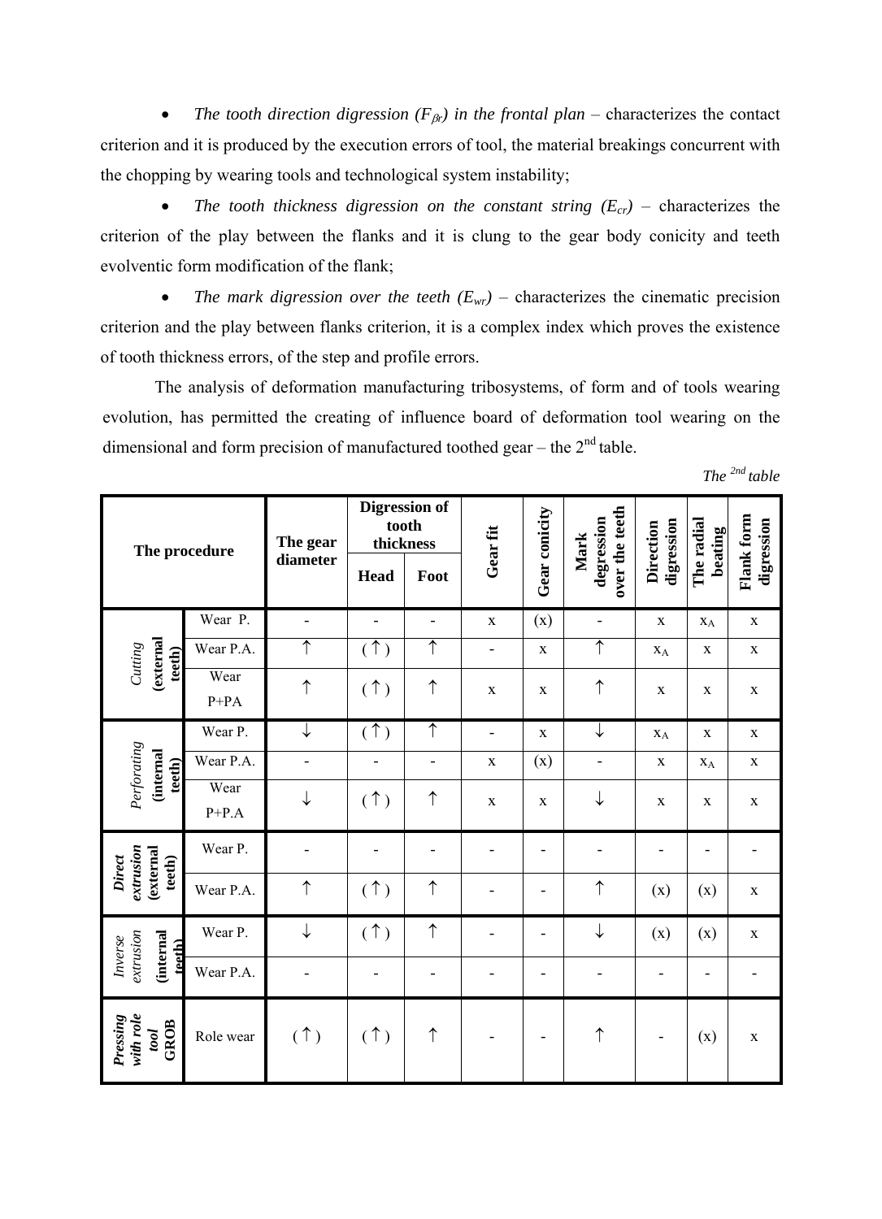- *The tooth direction digression ($F_{\beta r}$) in the frontal plan* – characterizes the contact criterion and it is produced by the execution errors of tool, the material breakings concurrent with the chopping by wearing tools and technological system instability;
- *The tooth thickness digression on the constant string ($E_{cr}$)* – characterizes the criterion of the play between the flanks and it is clung to the gear body conicity and teeth evolventic form modification of the flank;
- *The mark digression over the teeth ($E_{wr}$)* – characterizes the cinematic precision criterion and the play between flanks criterion, it is a complex index which proves the existence of tooth thickness errors, of the step and profile errors.

The analysis of deformation manufacturing tribosystems, of form and of tools wearing evolution, has permitted the creating of influence board of deformation tool wearing on the dimensional and form precision of manufactured toothed gear – the 2nd table.

*The 2nd table*

| The procedure | | The gear diameter | Digression of tooth thickness | | Gear fit | Gear conicity | Mark degression over the teeth | Direction digression | The radial beating | Flank form digression |
|---|---|---|---|---|---|---|---|---|---|---|
| | | | Head | Foot | | | | | | |
| *Cutting* **(external teeth)** | Wear P. | - | - | - | x | (x) | - | x | $x_A$ | x |
| | Wear P.A. | ↑ | (↑) | ↑ | - | x | ↑ | $x_A$ | x | x |
| | Wear P+PA | ↑ | (↑) | ↑ | x | x | ↑ | x | x | x |
| *Perforating* **(internal teeth)** | Wear P. | ↓ | (↑) | ↑ | - | x | ↓ | $x_A$ | x | x |
| | Wear P.A. | - | - | - | x | (x) | - | x | $x_A$ | x |
| | Wear P+P.A | ↓ | (↑) | ↑ | x | x | ↓ | x | x | x |
| ***Direct extrusion*** **(external teeth)** | Wear P. | - | - | - | - | - | - | - | - | - |
| | Wear P.A. | ↑ | (↑) | ↑ | - | - | ↑ | (x) | (x) | x |
| *Inverse extrusion* **(internal teeth)** | Wear P. | ↓ | (↑) | ↑ | - | - | ↓ | (x) | (x) | x |
| | Wear P.A. | - | - | - | - | - | - | - | - | - |
| ***Pressing with role tool* GROB** | Role wear | (↑) | (↑) | ↑ | - | - | ↑ | - | (x) | x |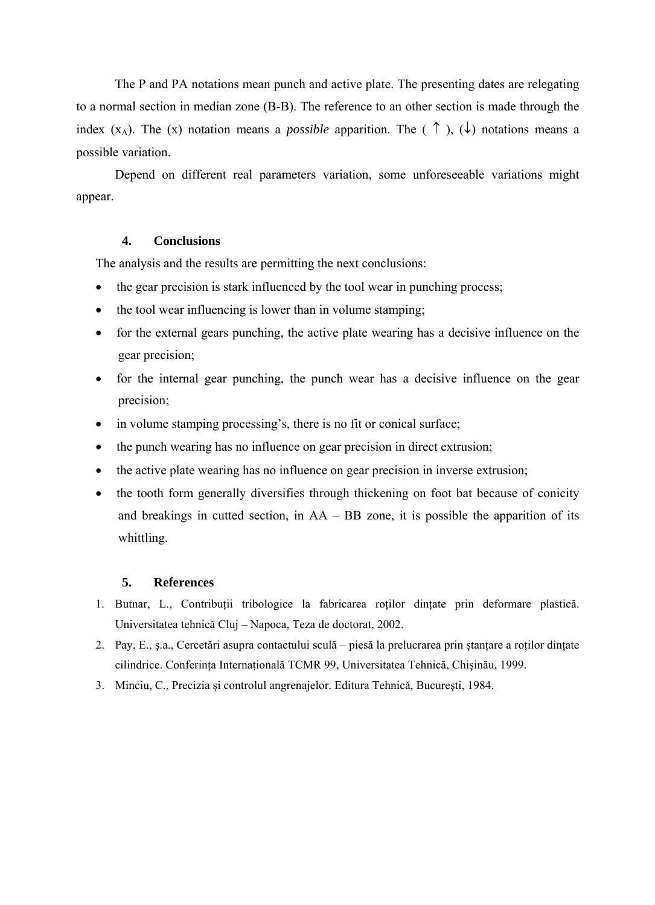The P and PA notations mean punch and active plate. The presenting dates are relegating to a normal section in median zone (B-B). The reference to an other section is made through the index ($x_A$). The (x) notation means a *possible* apparition. The (↑), (↓) notations means a possible variation.

Depend on different real parameters variation, some unforeseeable variations might appear.

## 4. Conclusions

The analysis and the results are permitting the next conclusions:

- the gear precision is stark influenced by the tool wear in punching process;
- the tool wear influencing is lower than in volume stamping;
- for the external gears punching, the active plate wearing has a decisive influence on the gear precision;
- for the internal gear punching, the punch wear has a decisive influence on the gear precision;
- in volume stamping processing's, there is no fit or conical surface;
- the punch wearing has no influence on gear precision in direct extrusion;
- the active plate wearing has no influence on gear precision in inverse extrusion;
- the tooth form generally diversifies through thickening on foot bat because of conicity and breakings in cutted section, in AA – BB zone, it is possible the apparition of its whittling.

## 5. References

1. Butnar, L., Contribuții tribologice la fabricarea roților dințate prin deformare plastică. Universitatea tehnică Cluj – Napoca, Teza de doctorat, 2002.
2. Pay, E., ş.a., Cercetări asupra contactului sculă – piesă la prelucrarea prin ştanțare a roților dințate cilindrice. Conferința Internațională TCMR 99, Universitatea Tehnică, Chişinău, 1999.
3. Minciu, C., Precizia şi controlul angrenajelor. Editura Tehnică, Bucureşti, 1984.